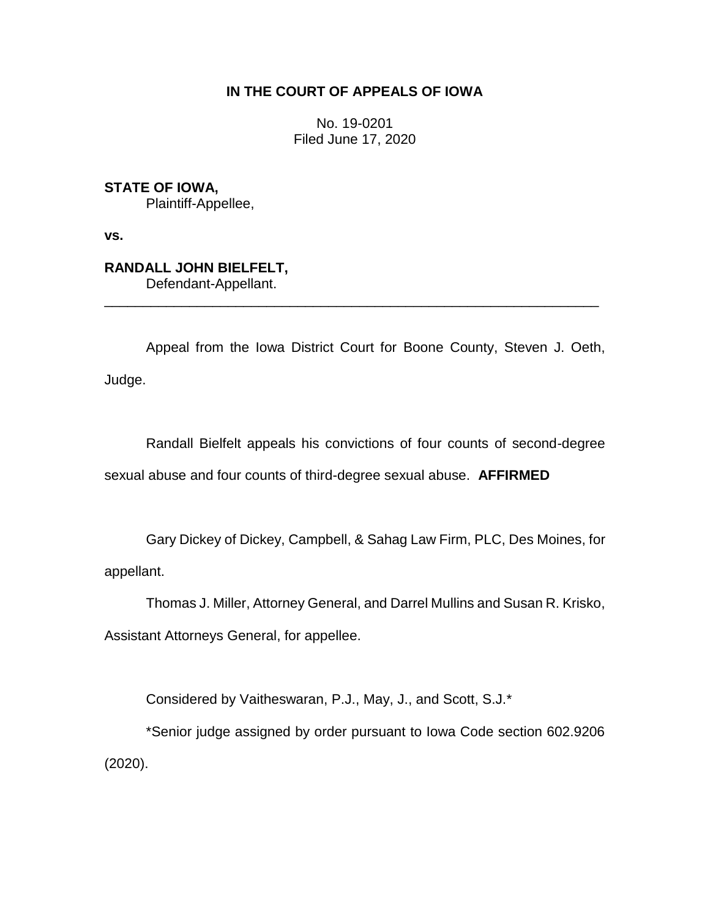# IN THE COURT OF APPEALS OF IOWA

No. 19-0201
Filed June 17, 2020

**STATE OF IOWA,**
Plaintiff-Appellee,

**vs.**

**RANDALL JOHN BIELFELT,**
Defendant-Appellant.

---

Appeal from the Iowa District Court for Boone County, Steven J. Oeth, Judge.

Randall Bielfelt appeals his convictions of four counts of second-degree sexual abuse and four counts of third-degree sexual abuse. **AFFIRMED**

Gary Dickey of Dickey, Campbell, & Sahag Law Firm, PLC, Des Moines, for appellant.

Thomas J. Miller, Attorney General, and Darrel Mullins and Susan R. Krisko, Assistant Attorneys General, for appellee.

Considered by Vaitheswaran, P.J., May, J., and Scott, S.J.*

*Senior judge assigned by order pursuant to Iowa Code section 602.9206 (2020).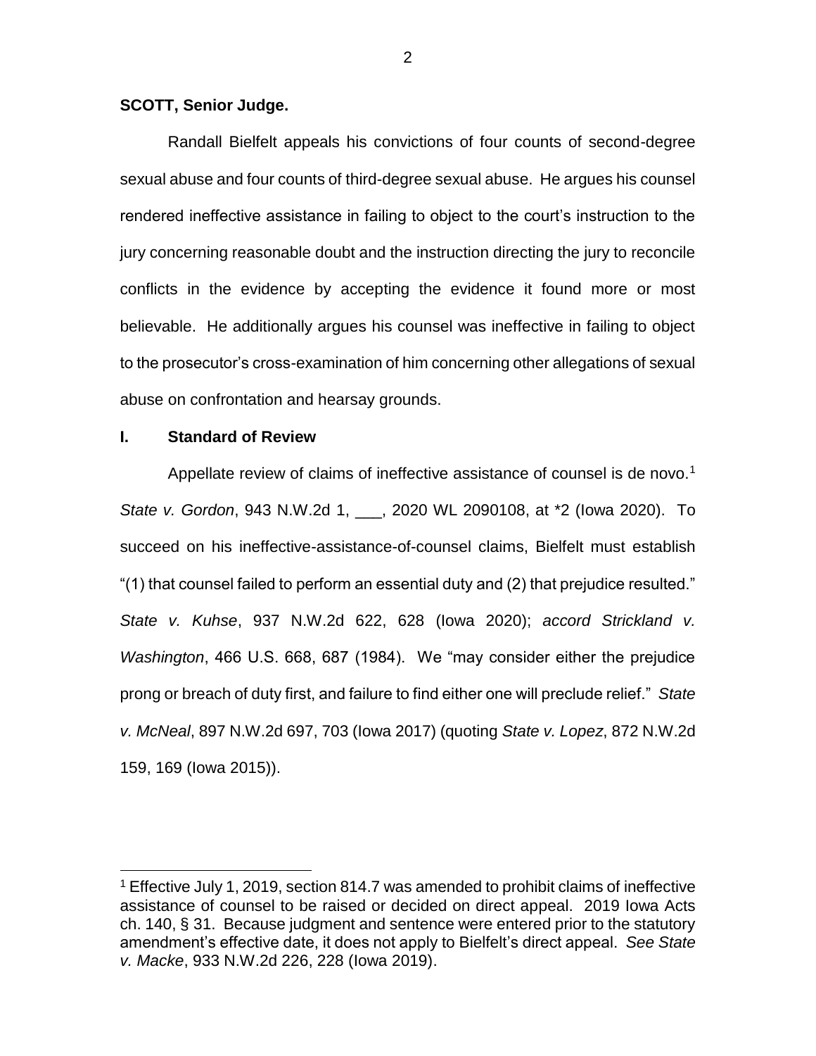**SCOTT, Senior Judge.**

Randall Bielfelt appeals his convictions of four counts of second-degree sexual abuse and four counts of third-degree sexual abuse. He argues his counsel rendered ineffective assistance in failing to object to the court's instruction to the jury concerning reasonable doubt and the instruction directing the jury to reconcile conflicts in the evidence by accepting the evidence it found more or most believable. He additionally argues his counsel was ineffective in failing to object to the prosecutor's cross-examination of him concerning other allegations of sexual abuse on confrontation and hearsay grounds.

## I. Standard of Review

Appellate review of claims of ineffective assistance of counsel is de novo.[1] *State v. Gordon*, 943 N.W.2d 1, ___, 2020 WL 2090108, at *2 (Iowa 2020). To succeed on his ineffective-assistance-of-counsel claims, Bielfelt must establish "(1) that counsel failed to perform an essential duty and (2) that prejudice resulted." *State v. Kuhse*, 937 N.W.2d 622, 628 (Iowa 2020); *accord Strickland v. Washington*, 466 U.S. 668, 687 (1984). We "may consider either the prejudice prong or breach of duty first, and failure to find either one will preclude relief." *State v. McNeal*, 897 N.W.2d 697, 703 (Iowa 2017) (quoting *State v. Lopez*, 872 N.W.2d 159, 169 (Iowa 2015)).

[1] Effective July 1, 2019, section 814.7 was amended to prohibit claims of ineffective assistance of counsel to be raised or decided on direct appeal. 2019 Iowa Acts ch. 140, § 31. Because judgment and sentence were entered prior to the statutory amendment's effective date, it does not apply to Bielfelt's direct appeal. *See State v. Macke*, 933 N.W.2d 226, 228 (Iowa 2019).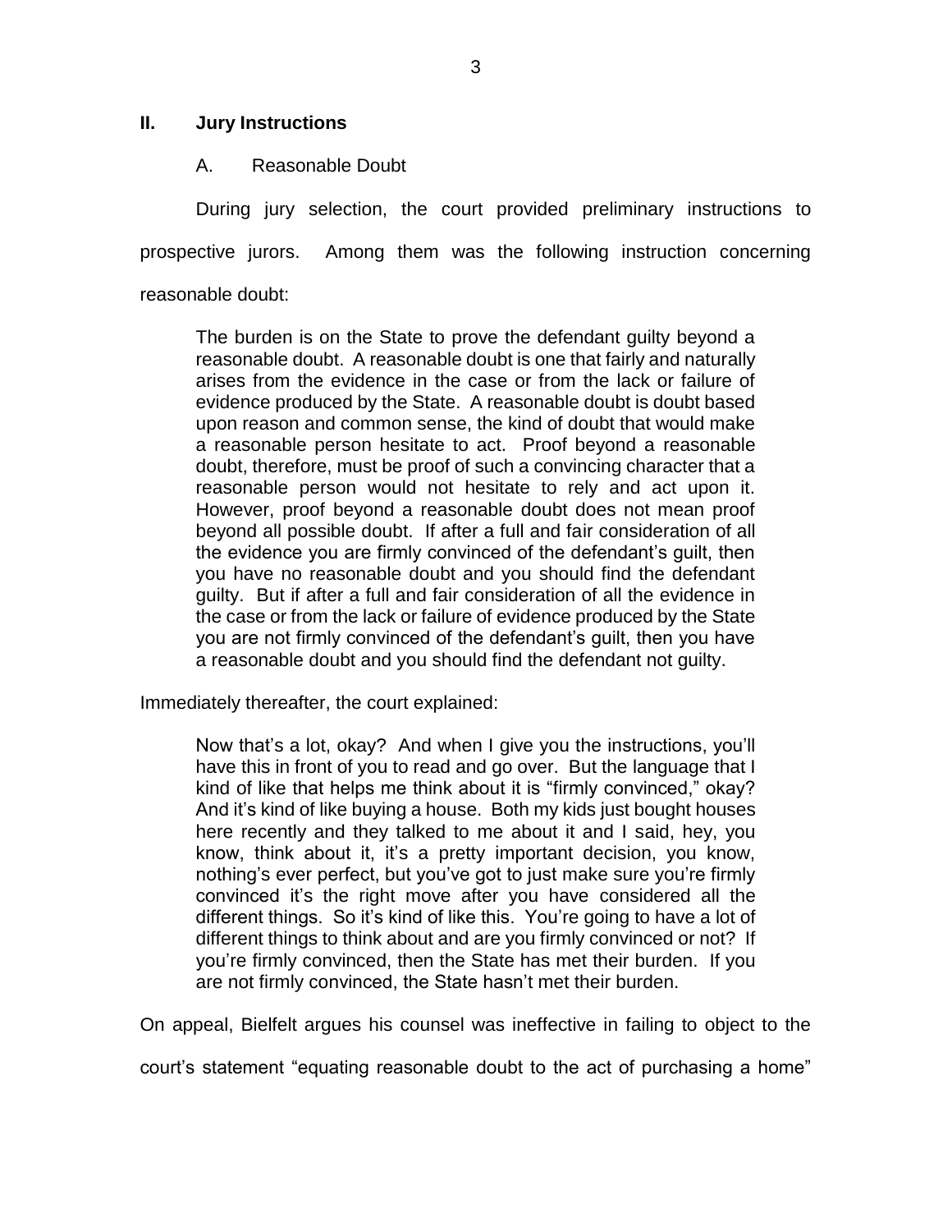## II. Jury Instructions

### A. Reasonable Doubt

During jury selection, the court provided preliminary instructions to prospective jurors. Among them was the following instruction concerning reasonable doubt:

> The burden is on the State to prove the defendant guilty beyond a reasonable doubt. A reasonable doubt is one that fairly and naturally arises from the evidence in the case or from the lack or failure of evidence produced by the State. A reasonable doubt is doubt based upon reason and common sense, the kind of doubt that would make a reasonable person hesitate to act. Proof beyond a reasonable doubt, therefore, must be proof of such a convincing character that a reasonable person would not hesitate to rely and act upon it. However, proof beyond a reasonable doubt does not mean proof beyond all possible doubt. If after a full and fair consideration of all the evidence you are firmly convinced of the defendant's guilt, then you have no reasonable doubt and you should find the defendant guilty. But if after a full and fair consideration of all the evidence in the case or from the lack or failure of evidence produced by the State you are not firmly convinced of the defendant's guilt, then you have a reasonable doubt and you should find the defendant not guilty.

Immediately thereafter, the court explained:

> Now that's a lot, okay? And when I give you the instructions, you'll have this in front of you to read and go over. But the language that I kind of like that helps me think about it is "firmly convinced," okay? And it's kind of like buying a house. Both my kids just bought houses here recently and they talked to me about it and I said, hey, you know, think about it, it's a pretty important decision, you know, nothing's ever perfect, but you've got to just make sure you're firmly convinced it's the right move after you have considered all the different things. So it's kind of like this. You're going to have a lot of different things to think about and are you firmly convinced or not? If you're firmly convinced, then the State has met their burden. If you are not firmly convinced, the State hasn't met their burden.

On appeal, Bielfelt argues his counsel was ineffective in failing to object to the court's statement "equating reasonable doubt to the act of purchasing a home"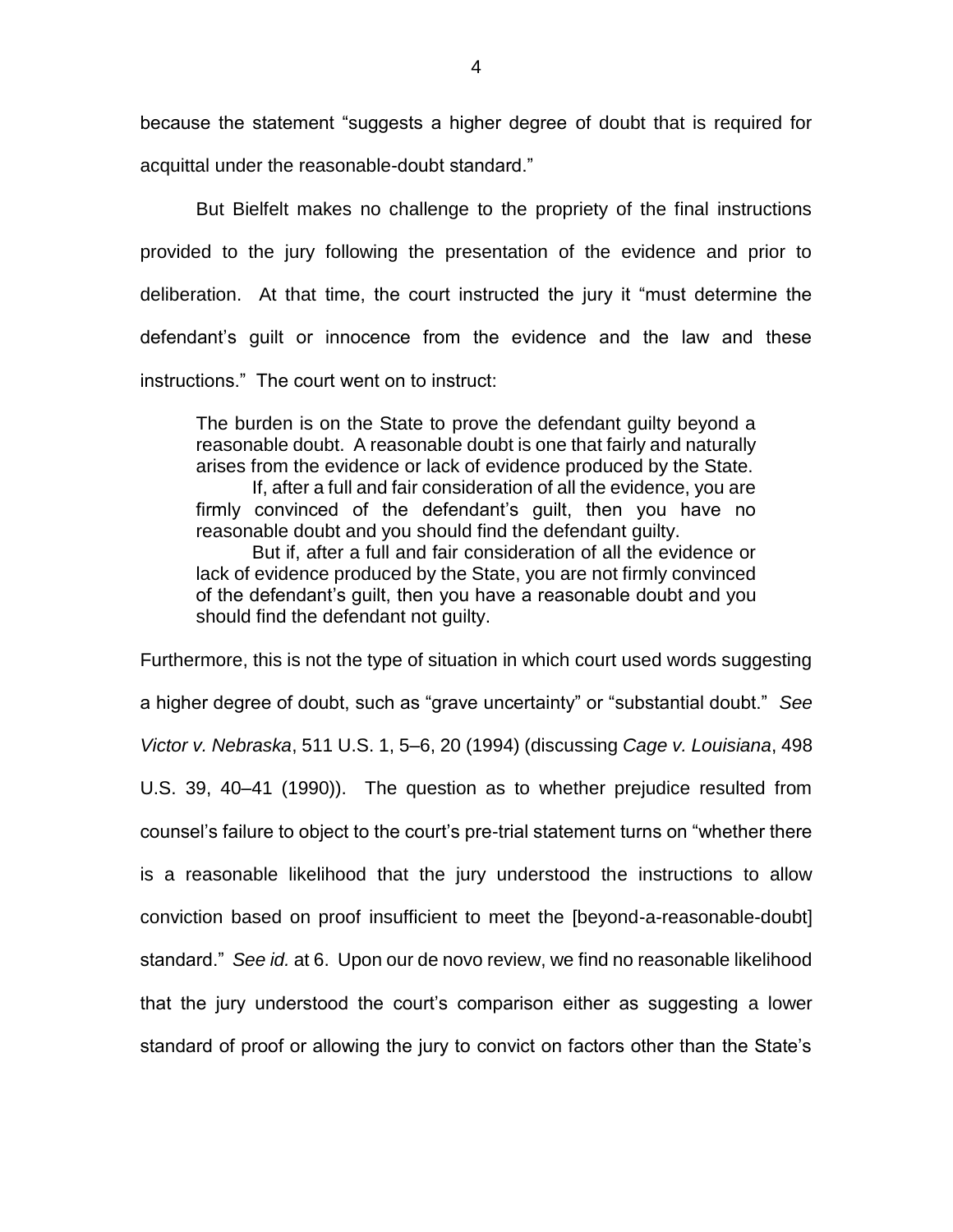because the statement "suggests a higher degree of doubt that is required for acquittal under the reasonable-doubt standard."

But Bielfelt makes no challenge to the propriety of the final instructions provided to the jury following the presentation of the evidence and prior to deliberation. At that time, the court instructed the jury it "must determine the defendant's guilt or innocence from the evidence and the law and these instructions." The court went on to instruct:

> The burden is on the State to prove the defendant guilty beyond a reasonable doubt. A reasonable doubt is one that fairly and naturally arises from the evidence or lack of evidence produced by the State.
>
> If, after a full and fair consideration of all the evidence, you are firmly convinced of the defendant's guilt, then you have no reasonable doubt and you should find the defendant guilty.
>
> But if, after a full and fair consideration of all the evidence or lack of evidence produced by the State, you are not firmly convinced of the defendant's guilt, then you have a reasonable doubt and you should find the defendant not guilty.

Furthermore, this is not the type of situation in which court used words suggesting a higher degree of doubt, such as "grave uncertainty" or "substantial doubt." *See Victor v. Nebraska*, 511 U.S. 1, 5–6, 20 (1994) (discussing *Cage v. Louisiana*, 498 U.S. 39, 40–41 (1990)). The question as to whether prejudice resulted from counsel's failure to object to the court's pre-trial statement turns on "whether there is a reasonable likelihood that the jury understood the instructions to allow conviction based on proof insufficient to meet the [beyond-a-reasonable-doubt] standard." *See id.* at 6. Upon our de novo review, we find no reasonable likelihood that the jury understood the court's comparison either as suggesting a lower standard of proof or allowing the jury to convict on factors other than the State's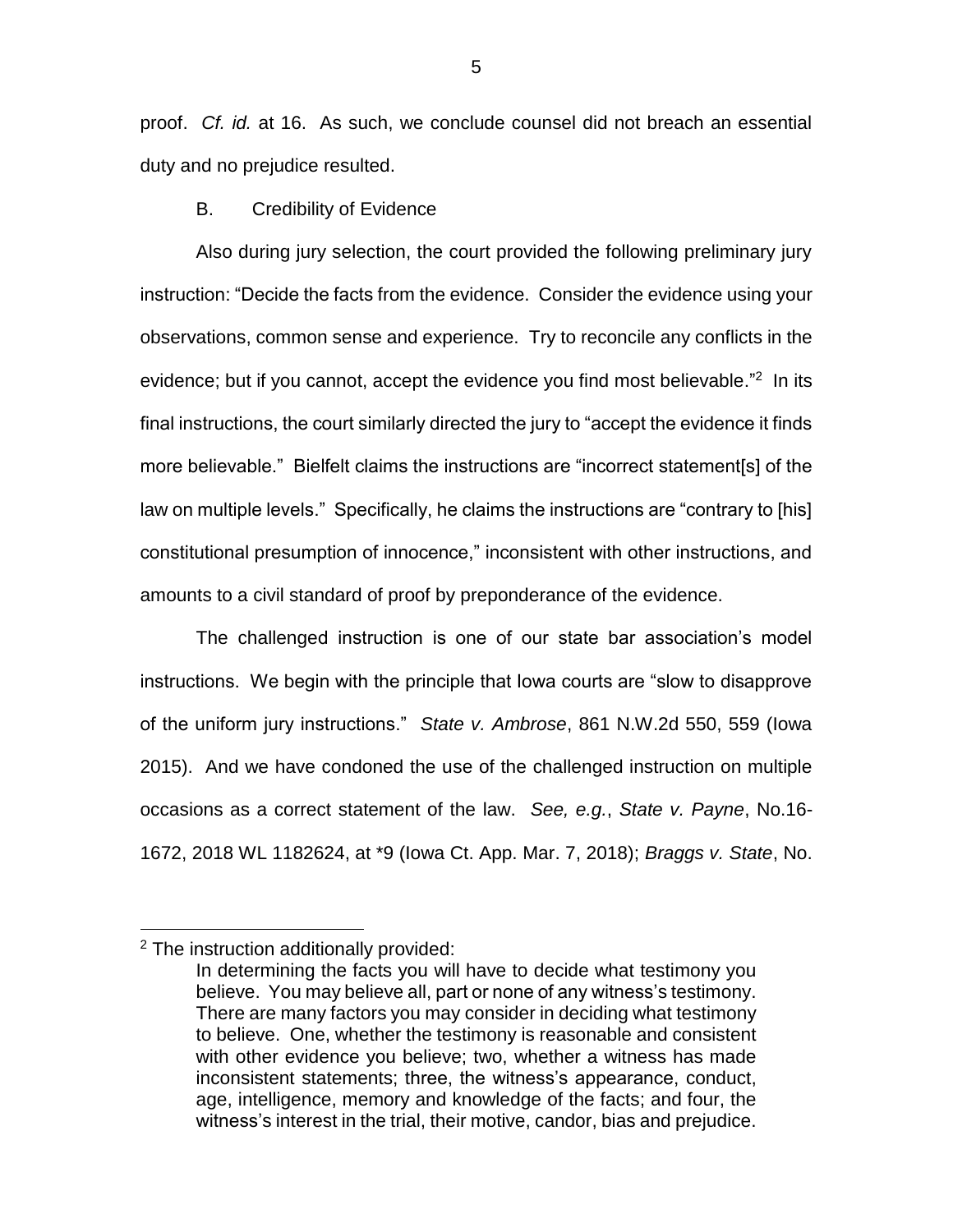proof. *Cf. id.* at 16. As such, we conclude counsel did not breach an essential duty and no prejudice resulted.

B. Credibility of Evidence

Also during jury selection, the court provided the following preliminary jury instruction: "Decide the facts from the evidence. Consider the evidence using your observations, common sense and experience. Try to reconcile any conflicts in the evidence; but if you cannot, accept the evidence you find most believable."[2] In its final instructions, the court similarly directed the jury to "accept the evidence it finds more believable." Bielfelt claims the instructions are "incorrect statement[s] of the law on multiple levels." Specifically, he claims the instructions are "contrary to [his] constitutional presumption of innocence," inconsistent with other instructions, and amounts to a civil standard of proof by preponderance of the evidence.

The challenged instruction is one of our state bar association's model instructions. We begin with the principle that Iowa courts are "slow to disapprove of the uniform jury instructions." *State v. Ambrose*, 861 N.W.2d 550, 559 (Iowa 2015). And we have condoned the use of the challenged instruction on multiple occasions as a correct statement of the law. *See, e.g.*, *State v. Payne*, No.16-1672, 2018 WL 1182624, at *9 (Iowa Ct. App. Mar. 7, 2018); *Braggs v. State*, No.

---

[2] The instruction additionally provided:

> In determining the facts you will have to decide what testimony you believe. You may believe all, part or none of any witness's testimony. There are many factors you may consider in deciding what testimony to believe. One, whether the testimony is reasonable and consistent with other evidence you believe; two, whether a witness has made inconsistent statements; three, the witness's appearance, conduct, age, intelligence, memory and knowledge of the facts; and four, the witness's interest in the trial, their motive, candor, bias and prejudice.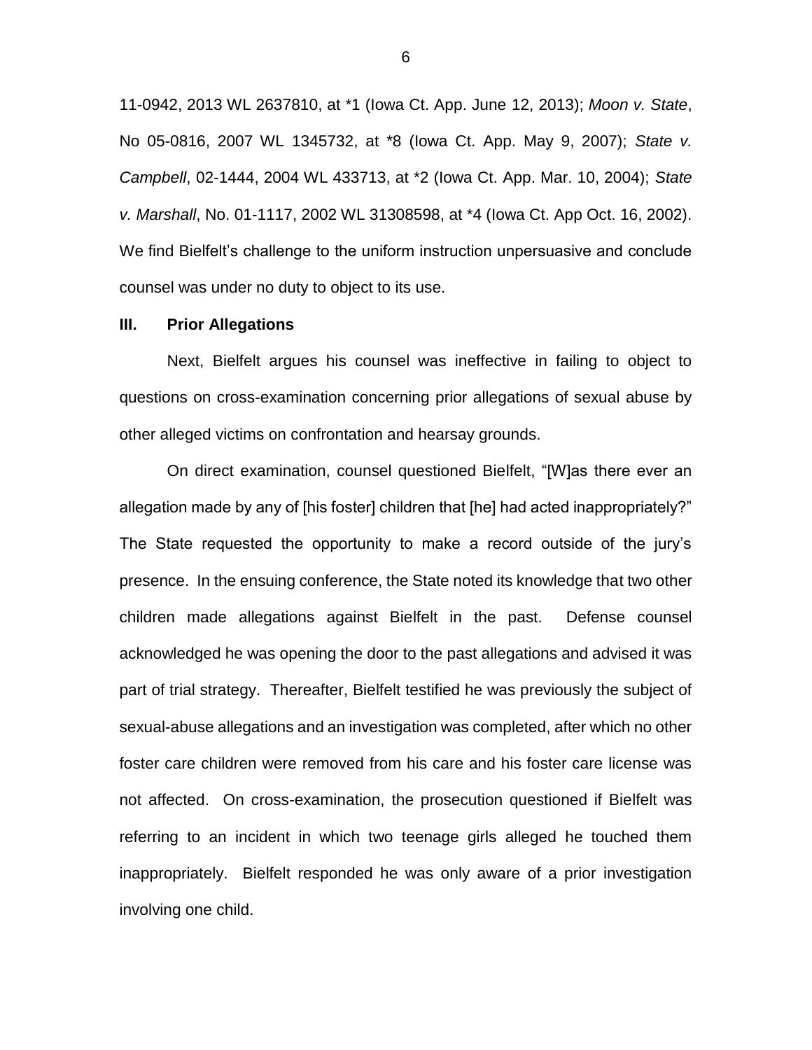11-0942, 2013 WL 2637810, at *1 (Iowa Ct. App. June 12, 2013); *Moon v. State*, No 05-0816, 2007 WL 1345732, at *8 (Iowa Ct. App. May 9, 2007); *State v. Campbell*, 02-1444, 2004 WL 433713, at *2 (Iowa Ct. App. Mar. 10, 2004); *State v. Marshall*, No. 01-1117, 2002 WL 31308598, at *4 (Iowa Ct. App Oct. 16, 2002). We find Bielfelt's challenge to the uniform instruction unpersuasive and conclude counsel was under no duty to object to its use.

## III. Prior Allegations

Next, Bielfelt argues his counsel was ineffective in failing to object to questions on cross-examination concerning prior allegations of sexual abuse by other alleged victims on confrontation and hearsay grounds.

On direct examination, counsel questioned Bielfelt, "[W]as there ever an allegation made by any of [his foster] children that [he] had acted inappropriately?" The State requested the opportunity to make a record outside of the jury's presence. In the ensuing conference, the State noted its knowledge that two other children made allegations against Bielfelt in the past. Defense counsel acknowledged he was opening the door to the past allegations and advised it was part of trial strategy. Thereafter, Bielfelt testified he was previously the subject of sexual-abuse allegations and an investigation was completed, after which no other foster care children were removed from his care and his foster care license was not affected. On cross-examination, the prosecution questioned if Bielfelt was referring to an incident in which two teenage girls alleged he touched them inappropriately. Bielfelt responded he was only aware of a prior investigation involving one child.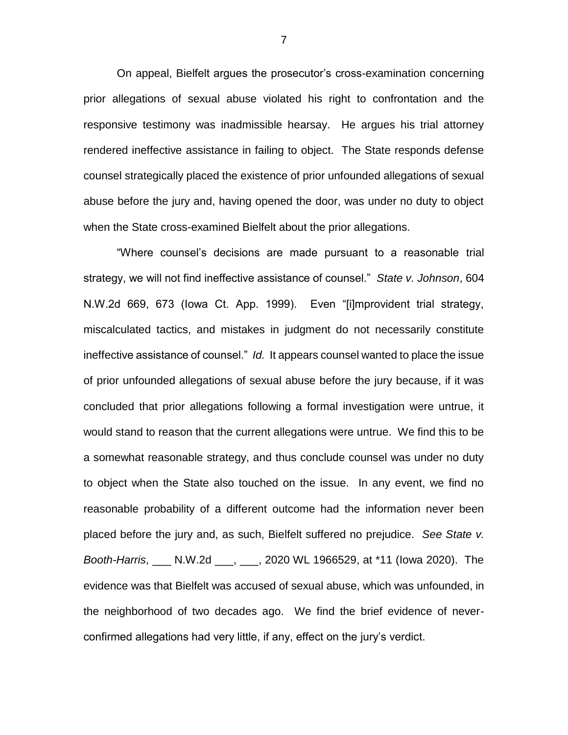On appeal, Bielfelt argues the prosecutor's cross-examination concerning prior allegations of sexual abuse violated his right to confrontation and the responsive testimony was inadmissible hearsay. He argues his trial attorney rendered ineffective assistance in failing to object. The State responds defense counsel strategically placed the existence of prior unfounded allegations of sexual abuse before the jury and, having opened the door, was under no duty to object when the State cross-examined Bielfelt about the prior allegations.

"Where counsel's decisions are made pursuant to a reasonable trial strategy, we will not find ineffective assistance of counsel." *State v. Johnson*, 604 N.W.2d 669, 673 (Iowa Ct. App. 1999). Even "[i]mprovident trial strategy, miscalculated tactics, and mistakes in judgment do not necessarily constitute ineffective assistance of counsel." *Id.* It appears counsel wanted to place the issue of prior unfounded allegations of sexual abuse before the jury because, if it was concluded that prior allegations following a formal investigation were untrue, it would stand to reason that the current allegations were untrue. We find this to be a somewhat reasonable strategy, and thus conclude counsel was under no duty to object when the State also touched on the issue. In any event, we find no reasonable probability of a different outcome had the information never been placed before the jury and, as such, Bielfelt suffered no prejudice. *See State v. Booth-Harris*, ___ N.W.2d ___, ___, 2020 WL 1966529, at *11 (Iowa 2020). The evidence was that Bielfelt was accused of sexual abuse, which was unfounded, in the neighborhood of two decades ago. We find the brief evidence of never-confirmed allegations had very little, if any, effect on the jury's verdict.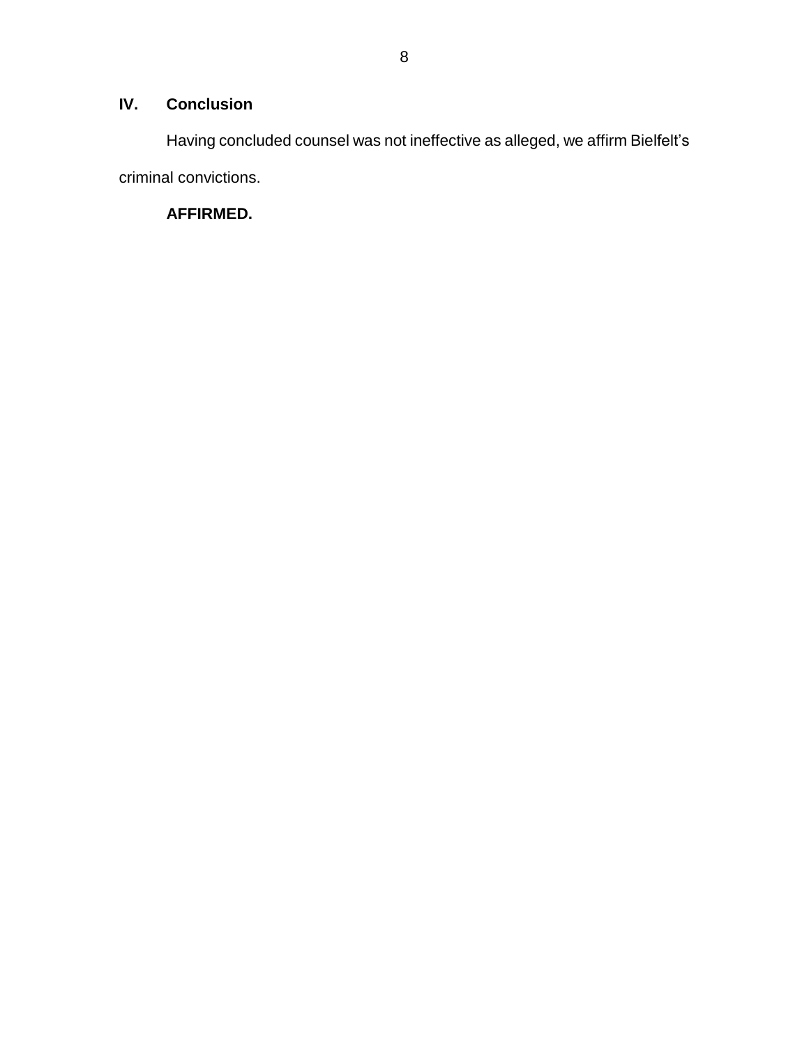## IV. Conclusion

Having concluded counsel was not ineffective as alleged, we affirm Bielfelt's criminal convictions.

**AFFIRMED.**